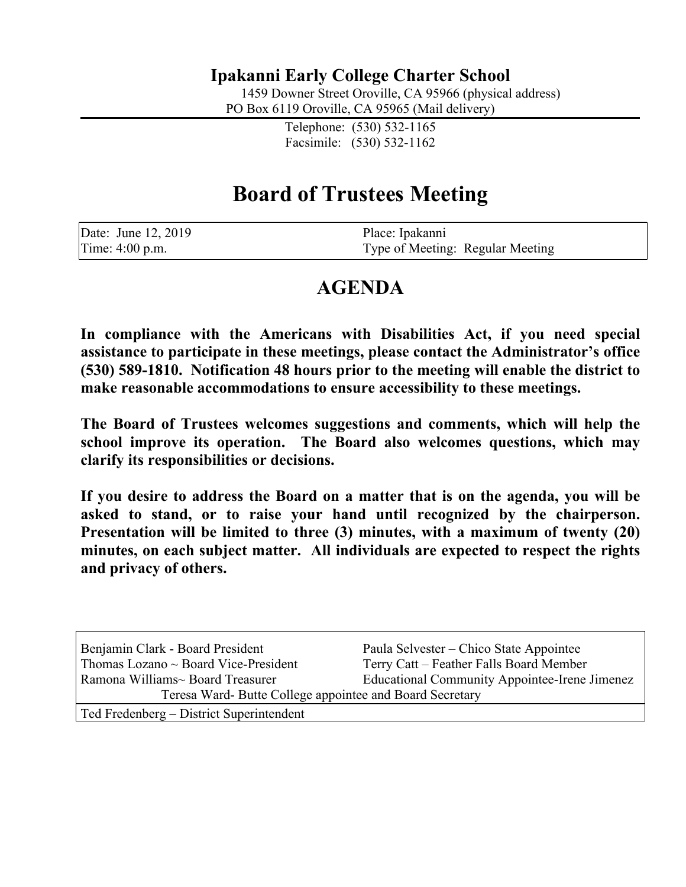## Ipakanni Early College Charter School

1459 Downer Street Oroville, CA 95966 (physical address)
PO Box 6119 Oroville, CA 95965 (Mail delivery)

Telephone: (530) 532-1165
Facsimile: (530) 532-1162

# Board of Trustees Meeting

| Date: June 12, 2019 | Place: Ipakanni |
|---|---|
| Time: 4:00 p.m. | Type of Meeting: Regular Meeting |

# AGENDA

**In compliance with the Americans with Disabilities Act, if you need special assistance to participate in these meetings, please contact the Administrator's office (530) 589-1810. Notification 48 hours prior to the meeting will enable the district to make reasonable accommodations to ensure accessibility to these meetings.**

**The Board of Trustees welcomes suggestions and comments, which will help the school improve its operation. The Board also welcomes questions, which may clarify its responsibilities or decisions.**

**If you desire to address the Board on a matter that is on the agenda, you will be asked to stand, or to raise your hand until recognized by the chairperson. Presentation will be limited to three (3) minutes, with a maximum of twenty (20) minutes, on each subject matter. All individuals are expected to respect the rights and privacy of others.**

| | |
|---|---|
| Benjamin Clark - Board President | Paula Selvester – Chico State Appointee |
| Thomas Lozano ~ Board Vice-President | Terry Catt – Feather Falls Board Member |
| Ramona Williams~ Board Treasurer | Educational Community Appointee-Irene Jimenez |
| Teresa Ward- Butte College appointee and Board Secretary | |
| Ted Fredenberg – District Superintendent | |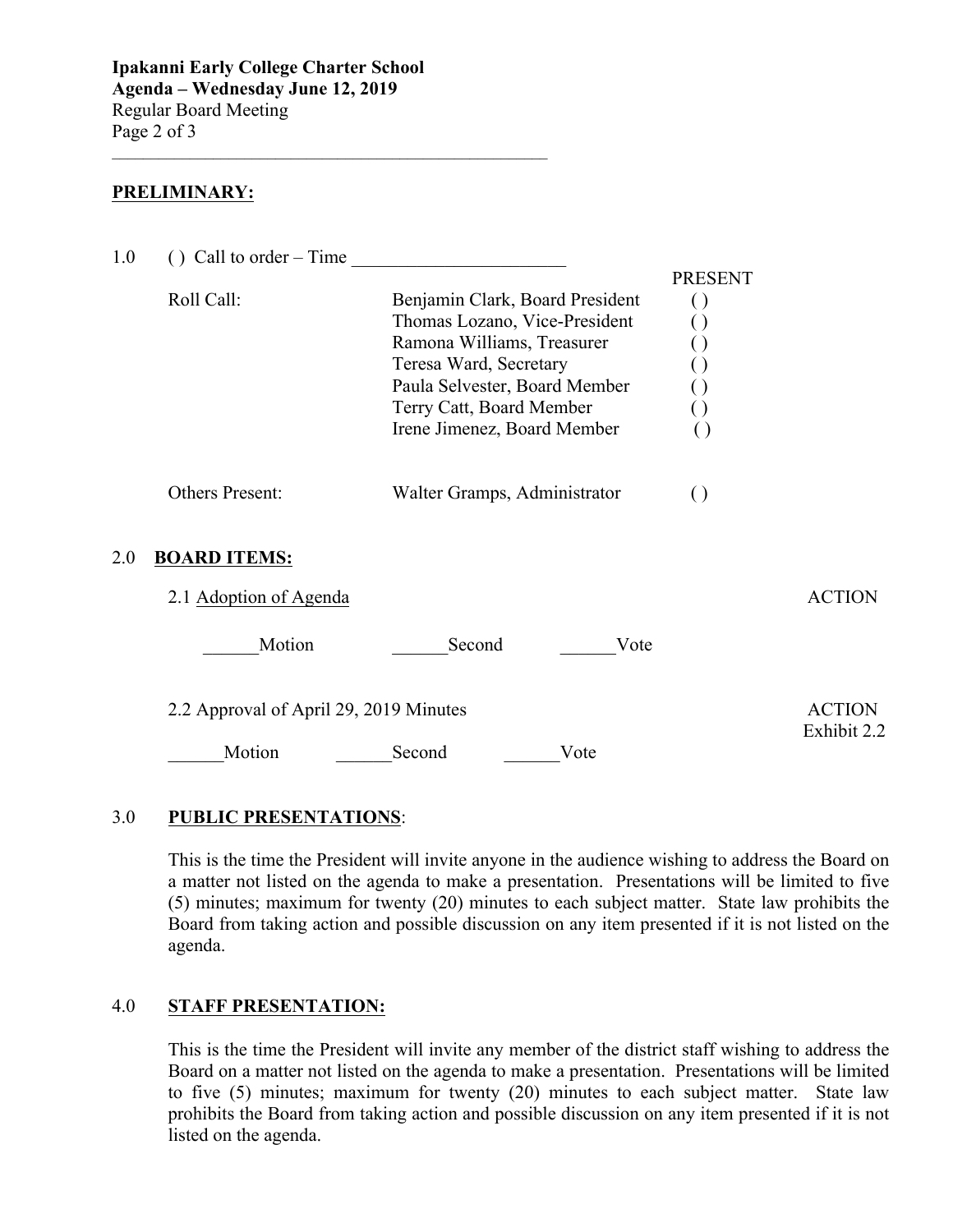**Ipakanni Early College Charter School**
**Agenda – Wednesday June 12, 2019**
Regular Board Meeting

## PRELIMINARY:

1.0 ( ) Call to order – Time _______________________

| Roll Call: | | PRESENT |
|---|---|---|
| | Benjamin Clark, Board President | ( ) |
| | Thomas Lozano, Vice-President | ( ) |
| | Ramona Williams, Treasurer | ( ) |
| | Teresa Ward, Secretary | ( ) |
| | Paula Selvester, Board Member | ( ) |
| | Terry Catt, Board Member | ( ) |
| | Irene Jimenez, Board Member | ( ) |
| Others Present: | Walter Gramps, Administrator | ( ) |

2.0 **BOARD ITEMS:**

2.1 Adoption of Agenda — ACTION

______Motion ______Second ______Vote

2.2 Approval of April 29, 2019 Minutes — ACTION, Exhibit 2.2

______Motion ______Second ______Vote

3.0 **PUBLIC PRESENTATIONS**:

This is the time the President will invite anyone in the audience wishing to address the Board on a matter not listed on the agenda to make a presentation. Presentations will be limited to five (5) minutes; maximum for twenty (20) minutes to each subject matter. State law prohibits the Board from taking action and possible discussion on any item presented if it is not listed on the agenda.

4.0 **STAFF PRESENTATION:**

This is the time the President will invite any member of the district staff wishing to address the Board on a matter not listed on the agenda to make a presentation. Presentations will be limited to five (5) minutes; maximum for twenty (20) minutes to each subject matter. State law prohibits the Board from taking action and possible discussion on any item presented if it is not listed on the agenda.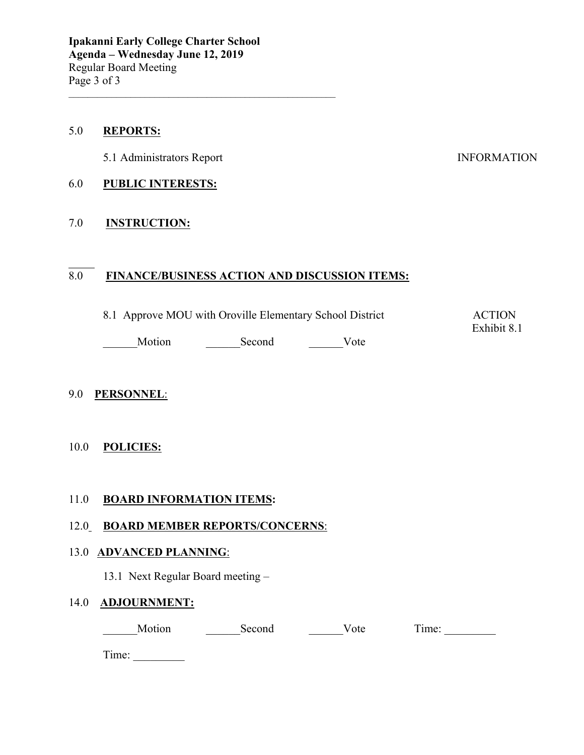**5.0 REPORTS:**

5.1 Administrators Report — INFORMATION

**6.0 PUBLIC INTERESTS:**

**7.0 INSTRUCTION:**

**8.0 FINANCE/BUSINESS ACTION AND DISCUSSION ITEMS:**

8.1 Approve MOU with Oroville Elementary School District — ACTION Exhibit 8.1

______Motion ______Second ______Vote

**9.0 PERSONNEL:**

**10.0 POLICIES:**

**11.0 BOARD INFORMATION ITEMS:**

**12.0 BOARD MEMBER REPORTS/CONCERNS:**

**13.0 ADVANCED PLANNING:**

13.1 Next Regular Board meeting –

**14.0 ADJOURNMENT:**

______Motion ______Second ______Vote Time: _________

Time: _________